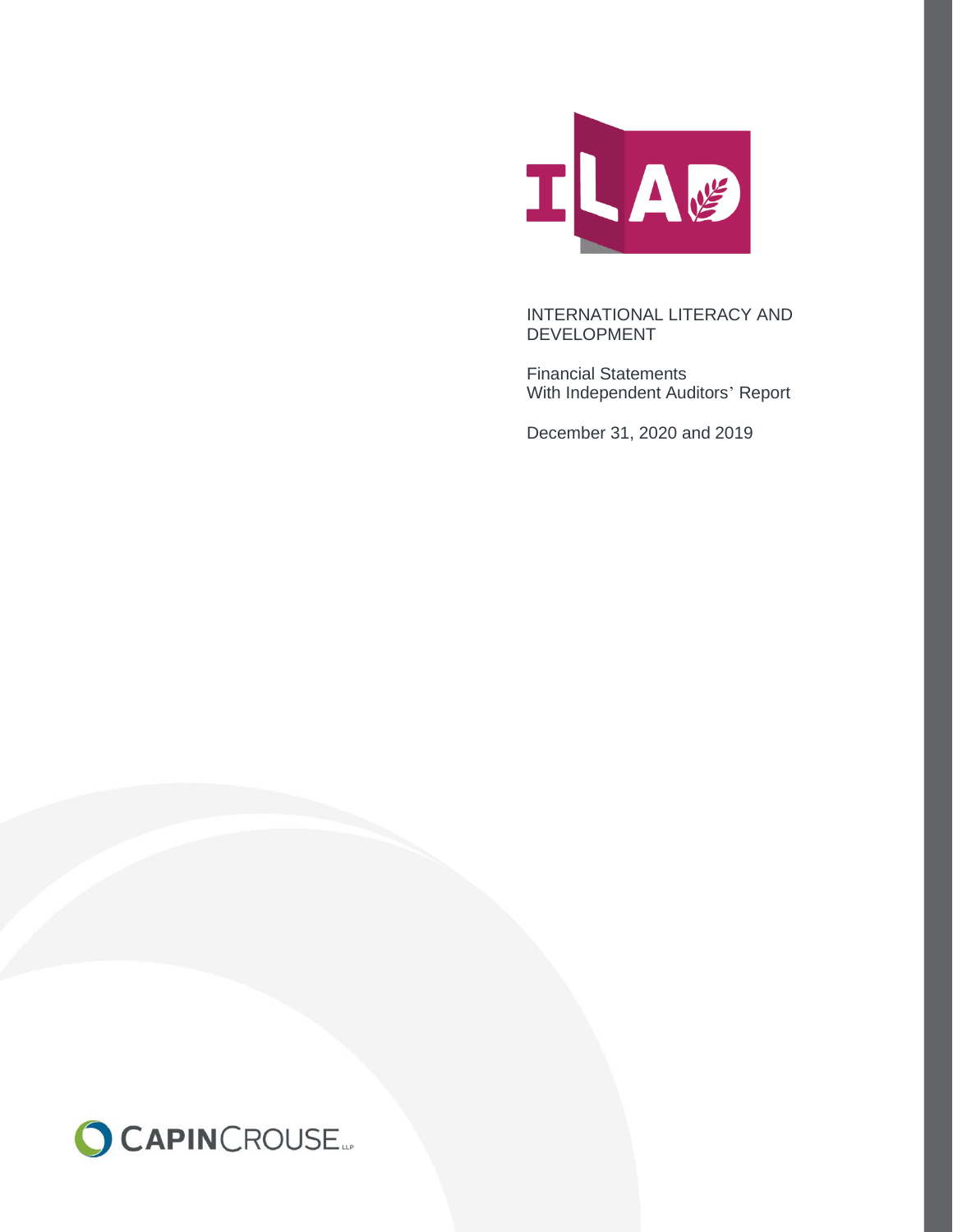ILAD

INTERNATIONAL LITERACY AND DEVELOPMENT

Financial Statements
With Independent Auditors' Report

December 31, 2020 and 2019

CAPINCROUSE LLP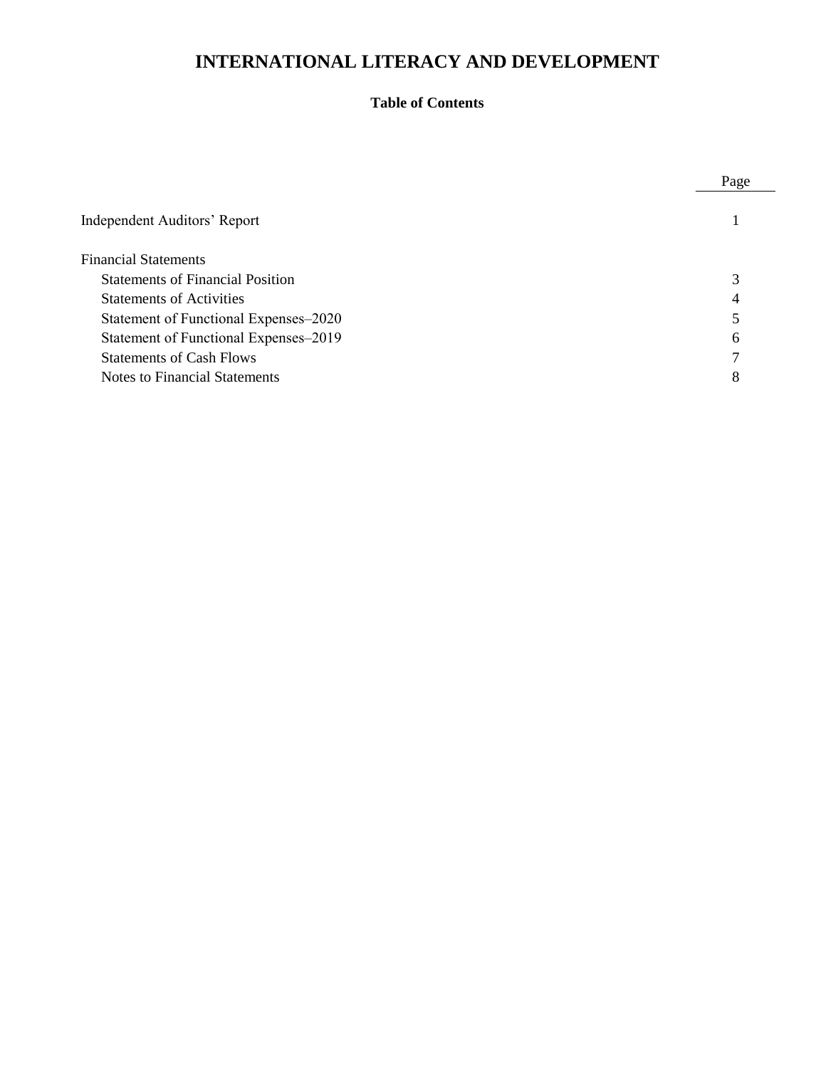# INTERNATIONAL LITERACY AND DEVELOPMENT

### Table of Contents

| | Page |
|---|---|
| Independent Auditors' Report | 1 |
| Financial Statements | |
| Statements of Financial Position | 3 |
| Statements of Activities | 4 |
| Statement of Functional Expenses–2020 | 5 |
| Statement of Functional Expenses–2019 | 6 |
| Statements of Cash Flows | 7 |
| Notes to Financial Statements | 8 |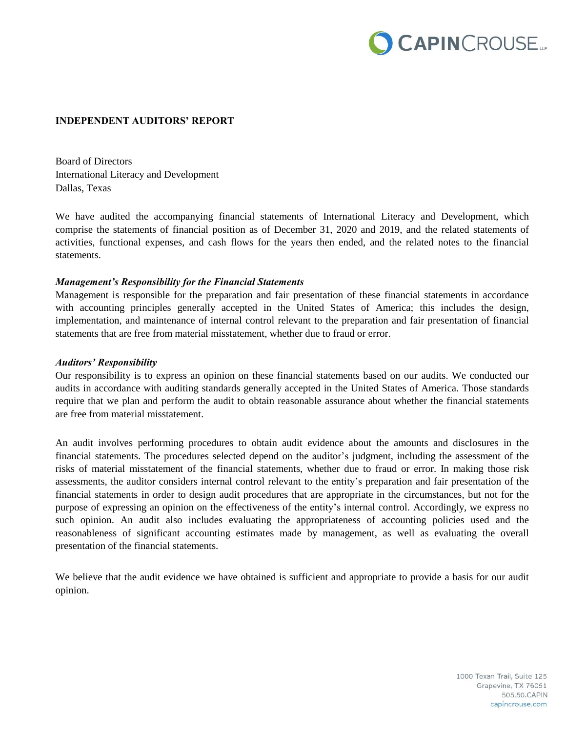## INDEPENDENT AUDITORS' REPORT

Board of Directors
International Literacy and Development
Dallas, Texas

We have audited the accompanying financial statements of International Literacy and Development, which comprise the statements of financial position as of December 31, 2020 and 2019, and the related statements of activities, functional expenses, and cash flows for the years then ended, and the related notes to the financial statements.

***Management's Responsibility for the Financial Statements***

Management is responsible for the preparation and fair presentation of these financial statements in accordance with accounting principles generally accepted in the United States of America; this includes the design, implementation, and maintenance of internal control relevant to the preparation and fair presentation of financial statements that are free from material misstatement, whether due to fraud or error.

***Auditors' Responsibility***

Our responsibility is to express an opinion on these financial statements based on our audits. We conducted our audits in accordance with auditing standards generally accepted in the United States of America. Those standards require that we plan and perform the audit to obtain reasonable assurance about whether the financial statements are free from material misstatement.

An audit involves performing procedures to obtain audit evidence about the amounts and disclosures in the financial statements. The procedures selected depend on the auditor's judgment, including the assessment of the risks of material misstatement of the financial statements, whether due to fraud or error. In making those risk assessments, the auditor considers internal control relevant to the entity's preparation and fair presentation of the financial statements in order to design audit procedures that are appropriate in the circumstances, but not for the purpose of expressing an opinion on the effectiveness of the entity's internal control. Accordingly, we express no such opinion. An audit also includes evaluating the appropriateness of accounting policies used and the reasonableness of significant accounting estimates made by management, as well as evaluating the overall presentation of the financial statements.

We believe that the audit evidence we have obtained is sufficient and appropriate to provide a basis for our audit opinion.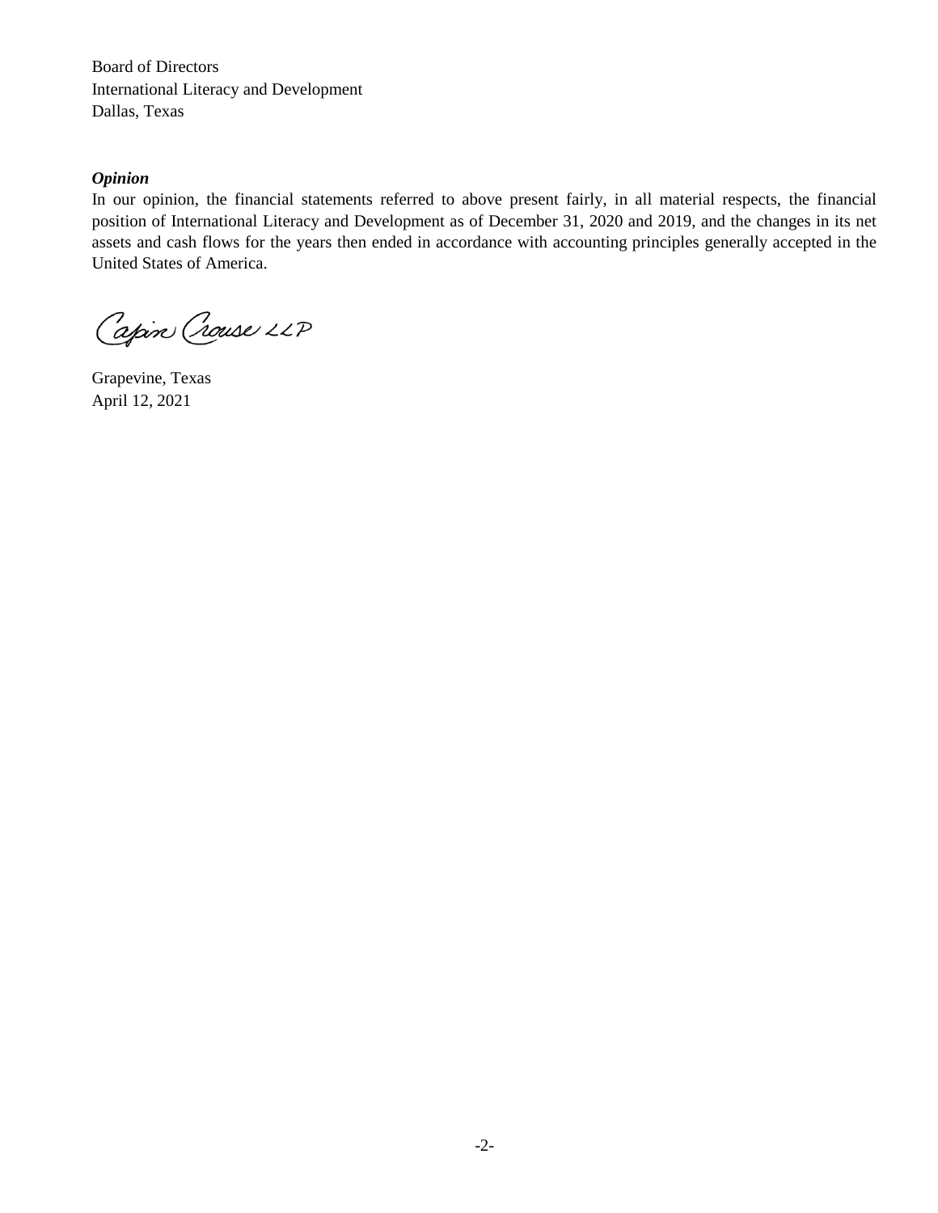Board of Directors
International Literacy and Development
Dallas, Texas

***Opinion***

In our opinion, the financial statements referred to above present fairly, in all material respects, the financial position of International Literacy and Development as of December 31, 2020 and 2019, and the changes in its net assets and cash flows for the years then ended in accordance with accounting principles generally accepted in the United States of America.

Capin Crouse LLP

Grapevine, Texas
April 12, 2021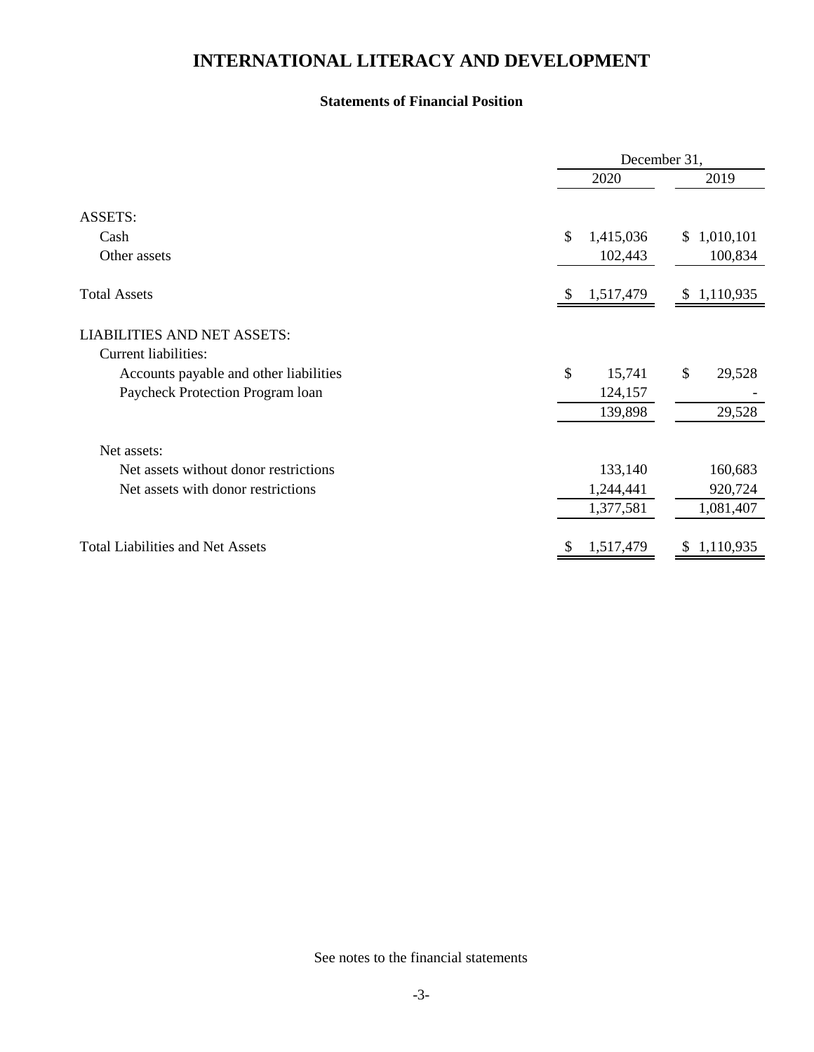# INTERNATIONAL LITERACY AND DEVELOPMENT

### Statements of Financial Position

| | December 31, 2020 | December 31, 2019 |
|---|---|---|
| ASSETS: | | |
| Cash | $ 1,415,036 | $ 1,010,101 |
| Other assets | 102,443 | 100,834 |
| Total Assets | $ 1,517,479 | $ 1,110,935 |
| LIABILITIES AND NET ASSETS: | | |
| Current liabilities: | | |
| Accounts payable and other liabilities | $ 15,741 | $ 29,528 |
| Paycheck Protection Program loan | 124,157 | - |
| | 139,898 | 29,528 |
| Net assets: | | |
| Net assets without donor restrictions | 133,140 | 160,683 |
| Net assets with donor restrictions | 1,244,441 | 920,724 |
| | 1,377,581 | 1,081,407 |
| Total Liabilities and Net Assets | $ 1,517,479 | $ 1,110,935 |

See notes to the financial statements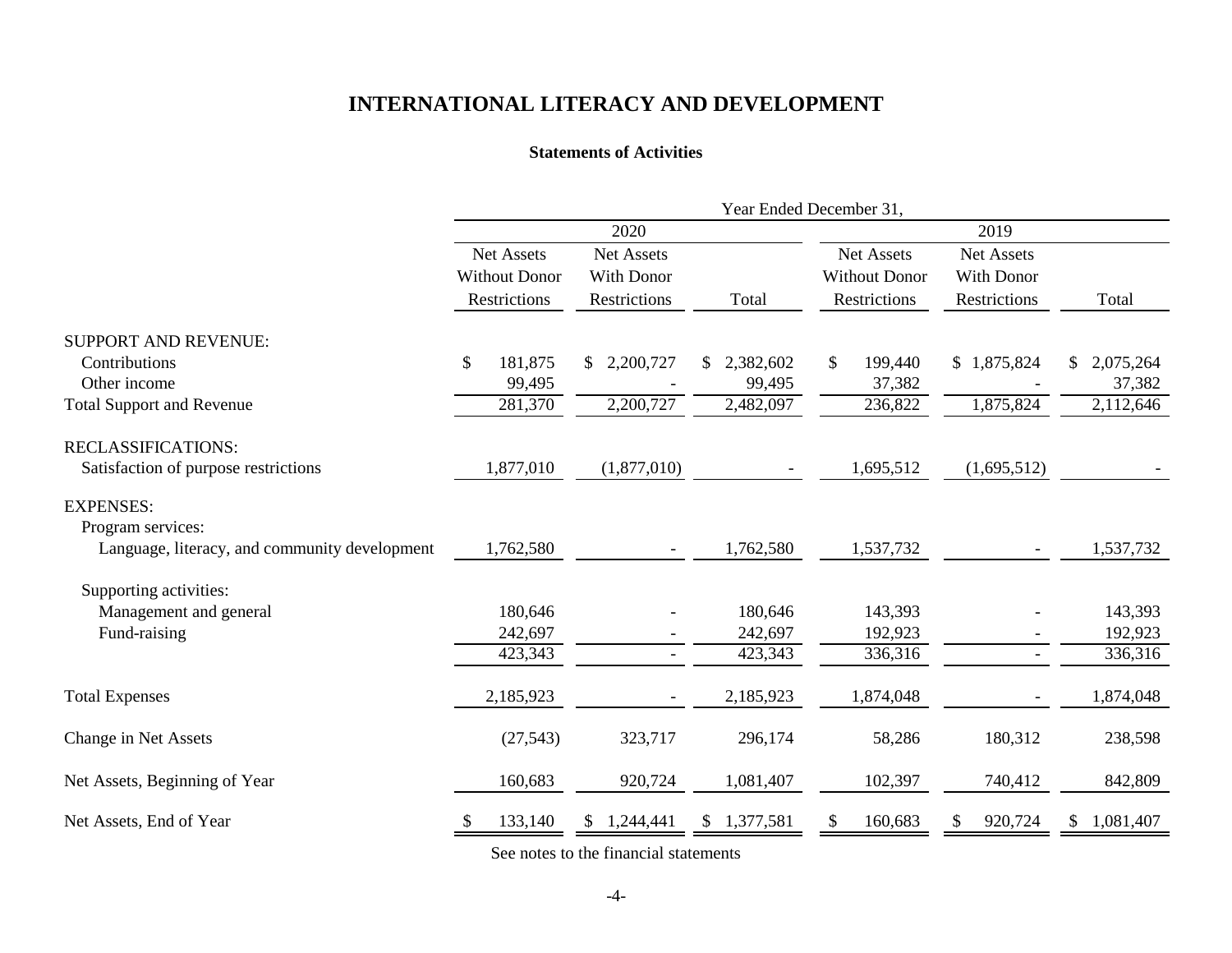# INTERNATIONAL LITERACY AND DEVELOPMENT

### Statements of Activities

| | Year Ended December 31, | | | | | |
|---|---|---|---|---|---|---|
| | 2020 | | | 2019 | | |
| | Net Assets Without Donor Restrictions | Net Assets With Donor Restrictions | Total | Net Assets Without Donor Restrictions | Net Assets With Donor Restrictions | Total |
| SUPPORT AND REVENUE: | | | | | | |
| Contributions | $ 181,875 | $ 2,200,727 | $ 2,382,602 | $ 199,440 | $ 1,875,824 | $ 2,075,264 |
| Other income | 99,495 | - | 99,495 | 37,382 | - | 37,382 |
| Total Support and Revenue | 281,370 | 2,200,727 | 2,482,097 | 236,822 | 1,875,824 | 2,112,646 |
| RECLASSIFICATIONS: | | | | | | |
| Satisfaction of purpose restrictions | 1,877,010 | (1,877,010) | - | 1,695,512 | (1,695,512) | - |
| EXPENSES: | | | | | | |
| Program services: | | | | | | |
| Language, literacy, and community development | 1,762,580 | - | 1,762,580 | 1,537,732 | - | 1,537,732 |
| Supporting activities: | | | | | | |
| Management and general | 180,646 | - | 180,646 | 143,393 | - | 143,393 |
| Fund-raising | 242,697 | - | 242,697 | 192,923 | - | 192,923 |
| | 423,343 | - | 423,343 | 336,316 | - | 336,316 |
| Total Expenses | 2,185,923 | - | 2,185,923 | 1,874,048 | - | 1,874,048 |
| Change in Net Assets | (27,543) | 323,717 | 296,174 | 58,286 | 180,312 | 238,598 |
| Net Assets, Beginning of Year | 160,683 | 920,724 | 1,081,407 | 102,397 | 740,412 | 842,809 |
| Net Assets, End of Year | $ 133,140 | $ 1,244,441 | $ 1,377,581 | $ 160,683 | $ 920,724 | $ 1,081,407 |

See notes to the financial statements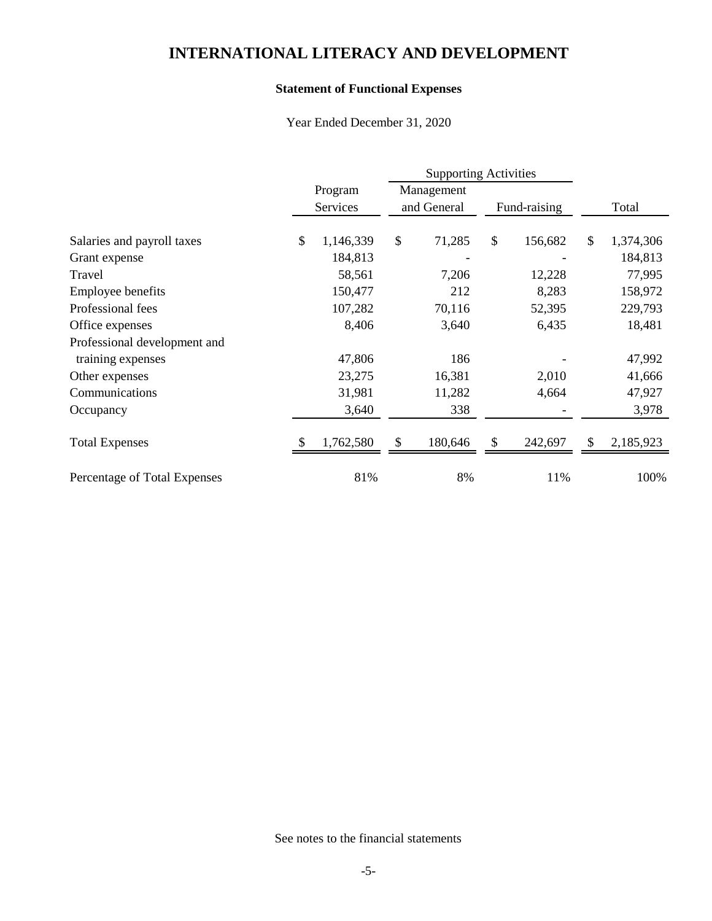# INTERNATIONAL LITERACY AND DEVELOPMENT

## Statement of Functional Expenses

Year Ended December 31, 2020

| | Program Services | Supporting Activities | | Total |
|---|---|---|---|---|
| | | Management and General | Fund-raising | |
| Salaries and payroll taxes | $ 1,146,339 | $ 71,285 | $ 156,682 | $ 1,374,306 |
| Grant expense | 184,813 | - | - | 184,813 |
| Travel | 58,561 | 7,206 | 12,228 | 77,995 |
| Employee benefits | 150,477 | 212 | 8,283 | 158,972 |
| Professional fees | 107,282 | 70,116 | 52,395 | 229,793 |
| Office expenses | 8,406 | 3,640 | 6,435 | 18,481 |
| Professional development and training expenses | 47,806 | 186 | - | 47,992 |
| Other expenses | 23,275 | 16,381 | 2,010 | 41,666 |
| Communications | 31,981 | 11,282 | 4,664 | 47,927 |
| Occupancy | 3,640 | 338 | - | 3,978 |
| Total Expenses | $ 1,762,580 | $ 180,646 | $ 242,697 | $ 2,185,923 |
| Percentage of Total Expenses | 81% | 8% | 11% | 100% |

See notes to the financial statements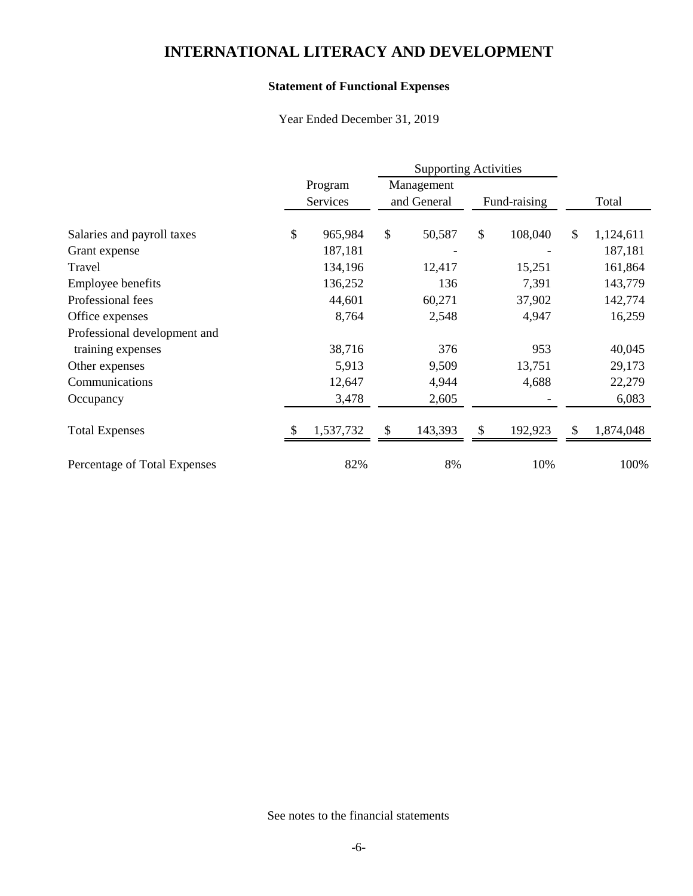# INTERNATIONAL LITERACY AND DEVELOPMENT

**Statement of Functional Expenses**

Year Ended December 31, 2019

| | Program Services | Supporting Activities | | Total |
|---|---|---|---|---|
| | | Management and General | Fund-raising | |
| Salaries and payroll taxes | $ 965,984 | $ 50,587 | $ 108,040 | $ 1,124,611 |
| Grant expense | 187,181 | - | - | 187,181 |
| Travel | 134,196 | 12,417 | 15,251 | 161,864 |
| Employee benefits | 136,252 | 136 | 7,391 | 143,779 |
| Professional fees | 44,601 | 60,271 | 37,902 | 142,774 |
| Office expenses | 8,764 | 2,548 | 4,947 | 16,259 |
| Professional development and training expenses | 38,716 | 376 | 953 | 40,045 |
| Other expenses | 5,913 | 9,509 | 13,751 | 29,173 |
| Communications | 12,647 | 4,944 | 4,688 | 22,279 |
| Occupancy | 3,478 | 2,605 | - | 6,083 |
| Total Expenses | $ 1,537,732 | $ 143,393 | $ 192,923 | $ 1,874,048 |
| Percentage of Total Expenses | 82% | 8% | 10% | 100% |

See notes to the financial statements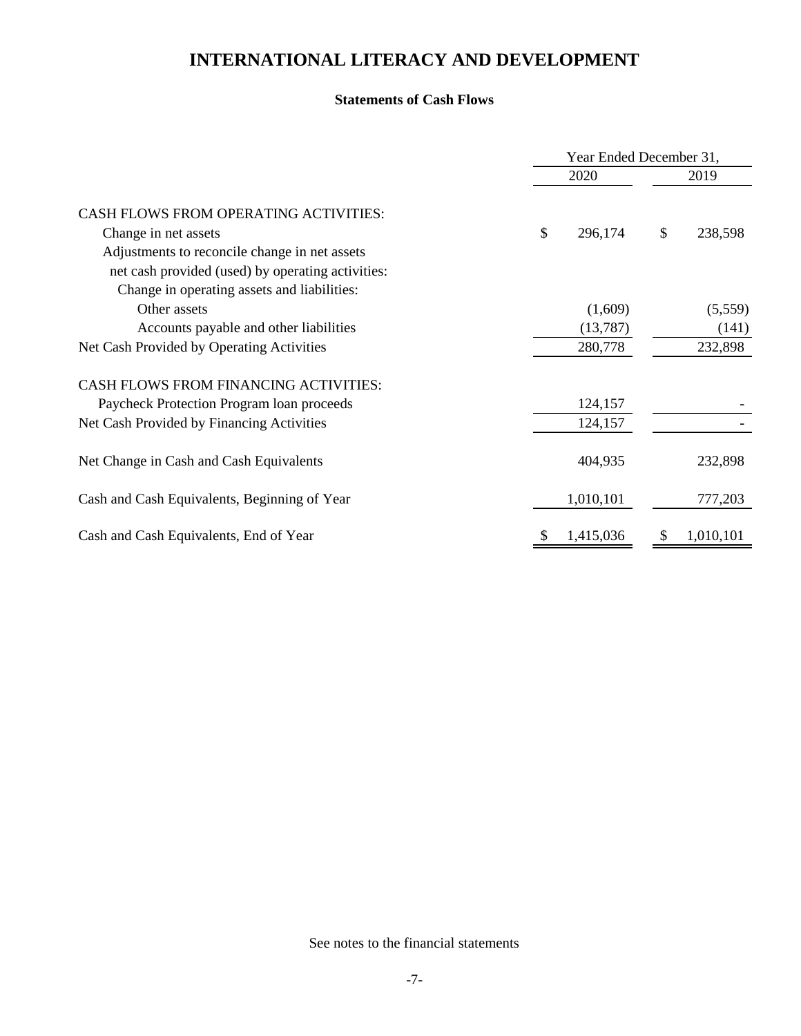# INTERNATIONAL LITERACY AND DEVELOPMENT

### Statements of Cash Flows

| | Year Ended December 31, | |
|---|---|---|
| | 2020 | 2019 |
| CASH FLOWS FROM OPERATING ACTIVITIES: | | |
| Change in net assets | $ 296,174 | $ 238,598 |
| Adjustments to reconcile change in net assets net cash provided (used) by operating activities: | | |
| Change in operating assets and liabilities: | | |
| Other assets | (1,609) | (5,559) |
| Accounts payable and other liabilities | (13,787) | (141) |
| Net Cash Provided by Operating Activities | 280,778 | 232,898 |
| CASH FLOWS FROM FINANCING ACTIVITIES: | | |
| Paycheck Protection Program loan proceeds | 124,157 | - |
| Net Cash Provided by Financing Activities | 124,157 | - |
| Net Change in Cash and Cash Equivalents | 404,935 | 232,898 |
| Cash and Cash Equivalents, Beginning of Year | 1,010,101 | 777,203 |
| Cash and Cash Equivalents, End of Year | $ 1,415,036 | $ 1,010,101 |

See notes to the financial statements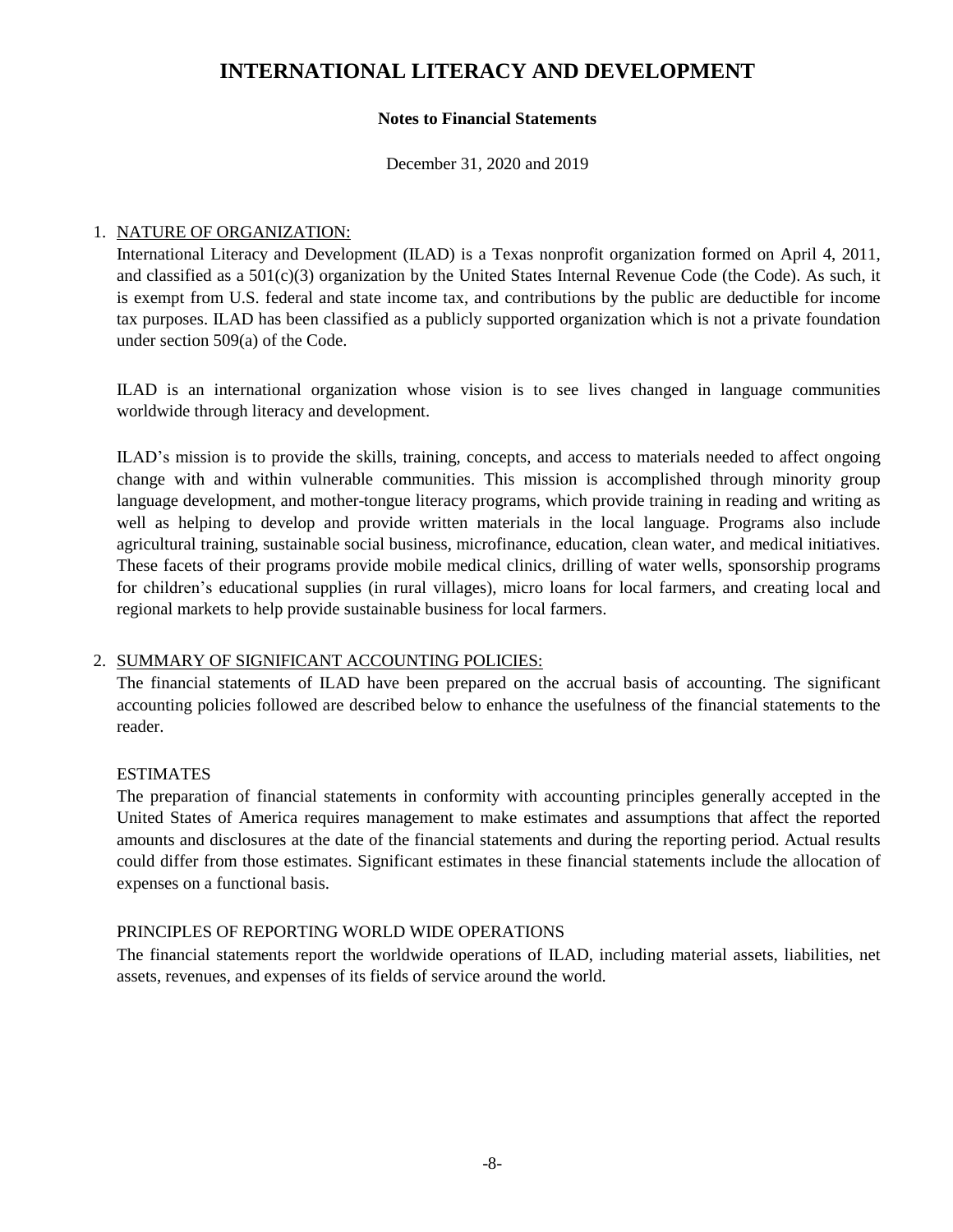# INTERNATIONAL LITERACY AND DEVELOPMENT

**Notes to Financial Statements**

December 31, 2020 and 2019

1. NATURE OF ORGANIZATION:

International Literacy and Development (ILAD) is a Texas nonprofit organization formed on April 4, 2011, and classified as a 501(c)(3) organization by the United States Internal Revenue Code (the Code). As such, it is exempt from U.S. federal and state income tax, and contributions by the public are deductible for income tax purposes. ILAD has been classified as a publicly supported organization which is not a private foundation under section 509(a) of the Code.

ILAD is an international organization whose vision is to see lives changed in language communities worldwide through literacy and development.

ILAD's mission is to provide the skills, training, concepts, and access to materials needed to affect ongoing change with and within vulnerable communities. This mission is accomplished through minority group language development, and mother-tongue literacy programs, which provide training in reading and writing as well as helping to develop and provide written materials in the local language. Programs also include agricultural training, sustainable social business, microfinance, education, clean water, and medical initiatives. These facets of their programs provide mobile medical clinics, drilling of water wells, sponsorship programs for children's educational supplies (in rural villages), micro loans for local farmers, and creating local and regional markets to help provide sustainable business for local farmers.

2. SUMMARY OF SIGNIFICANT ACCOUNTING POLICIES:

The financial statements of ILAD have been prepared on the accrual basis of accounting. The significant accounting policies followed are described below to enhance the usefulness of the financial statements to the reader.

ESTIMATES

The preparation of financial statements in conformity with accounting principles generally accepted in the United States of America requires management to make estimates and assumptions that affect the reported amounts and disclosures at the date of the financial statements and during the reporting period. Actual results could differ from those estimates. Significant estimates in these financial statements include the allocation of expenses on a functional basis.

PRINCIPLES OF REPORTING WORLD WIDE OPERATIONS

The financial statements report the worldwide operations of ILAD, including material assets, liabilities, net assets, revenues, and expenses of its fields of service around the world.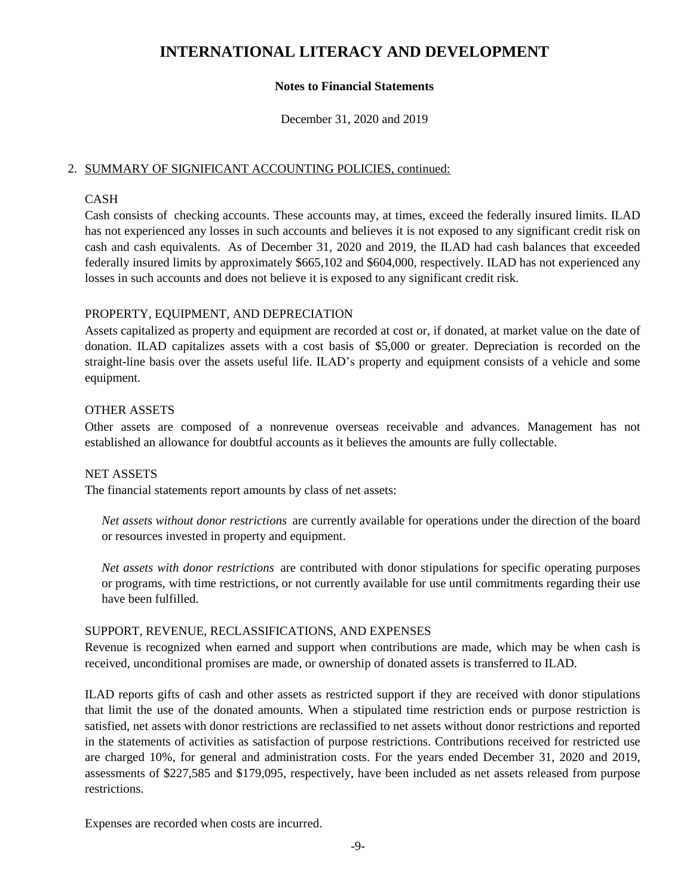# INTERNATIONAL LITERACY AND DEVELOPMENT

**Notes to Financial Statements**

December 31, 2020 and 2019

2. SUMMARY OF SIGNIFICANT ACCOUNTING POLICIES, continued:

CASH

Cash consists of checking accounts. These accounts may, at times, exceed the federally insured limits. ILAD has not experienced any losses in such accounts and believes it is not exposed to any significant credit risk on cash and cash equivalents. As of December 31, 2020 and 2019, the ILAD had cash balances that exceeded federally insured limits by approximately $665,102 and $604,000, respectively. ILAD has not experienced any losses in such accounts and does not believe it is exposed to any significant credit risk.

PROPERTY, EQUIPMENT, AND DEPRECIATION

Assets capitalized as property and equipment are recorded at cost or, if donated, at market value on the date of donation. ILAD capitalizes assets with a cost basis of $5,000 or greater. Depreciation is recorded on the straight-line basis over the assets useful life. ILAD's property and equipment consists of a vehicle and some equipment.

OTHER ASSETS

Other assets are composed of a nonrevenue overseas receivable and advances. Management has not established an allowance for doubtful accounts as it believes the amounts are fully collectable.

NET ASSETS

The financial statements report amounts by class of net assets:

*Net assets without donor restrictions* are currently available for operations under the direction of the board or resources invested in property and equipment.

*Net assets with donor restrictions* are contributed with donor stipulations for specific operating purposes or programs, with time restrictions, or not currently available for use until commitments regarding their use have been fulfilled.

SUPPORT, REVENUE, RECLASSIFICATIONS, AND EXPENSES

Revenue is recognized when earned and support when contributions are made, which may be when cash is received, unconditional promises are made, or ownership of donated assets is transferred to ILAD.

ILAD reports gifts of cash and other assets as restricted support if they are received with donor stipulations that limit the use of the donated amounts. When a stipulated time restriction ends or purpose restriction is satisfied, net assets with donor restrictions are reclassified to net assets without donor restrictions and reported in the statements of activities as satisfaction of purpose restrictions. Contributions received for restricted use are charged 10%, for general and administration costs. For the years ended December 31, 2020 and 2019, assessments of $227,585 and $179,095, respectively, have been included as net assets released from purpose restrictions.

Expenses are recorded when costs are incurred.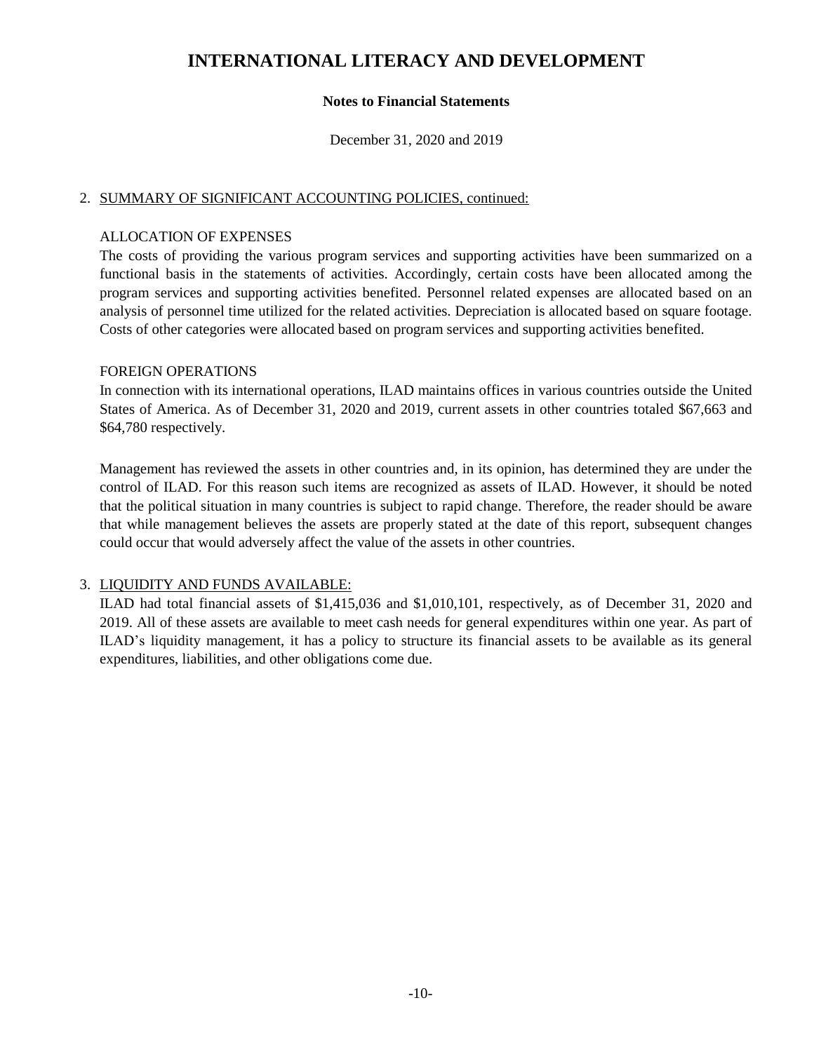# INTERNATIONAL LITERACY AND DEVELOPMENT

**Notes to Financial Statements**

December 31, 2020 and 2019

2. SUMMARY OF SIGNIFICANT ACCOUNTING POLICIES, continued:

ALLOCATION OF EXPENSES

The costs of providing the various program services and supporting activities have been summarized on a functional basis in the statements of activities. Accordingly, certain costs have been allocated among the program services and supporting activities benefited. Personnel related expenses are allocated based on an analysis of personnel time utilized for the related activities. Depreciation is allocated based on square footage. Costs of other categories were allocated based on program services and supporting activities benefited.

FOREIGN OPERATIONS

In connection with its international operations, ILAD maintains offices in various countries outside the United States of America. As of December 31, 2020 and 2019, current assets in other countries totaled $67,663 and $64,780 respectively.

Management has reviewed the assets in other countries and, in its opinion, has determined they are under the control of ILAD. For this reason such items are recognized as assets of ILAD. However, it should be noted that the political situation in many countries is subject to rapid change. Therefore, the reader should be aware that while management believes the assets are properly stated at the date of this report, subsequent changes could occur that would adversely affect the value of the assets in other countries.

3. LIQUIDITY AND FUNDS AVAILABLE:

ILAD had total financial assets of $1,415,036 and $1,010,101, respectively, as of December 31, 2020 and 2019. All of these assets are available to meet cash needs for general expenditures within one year. As part of ILAD's liquidity management, it has a policy to structure its financial assets to be available as its general expenditures, liabilities, and other obligations come due.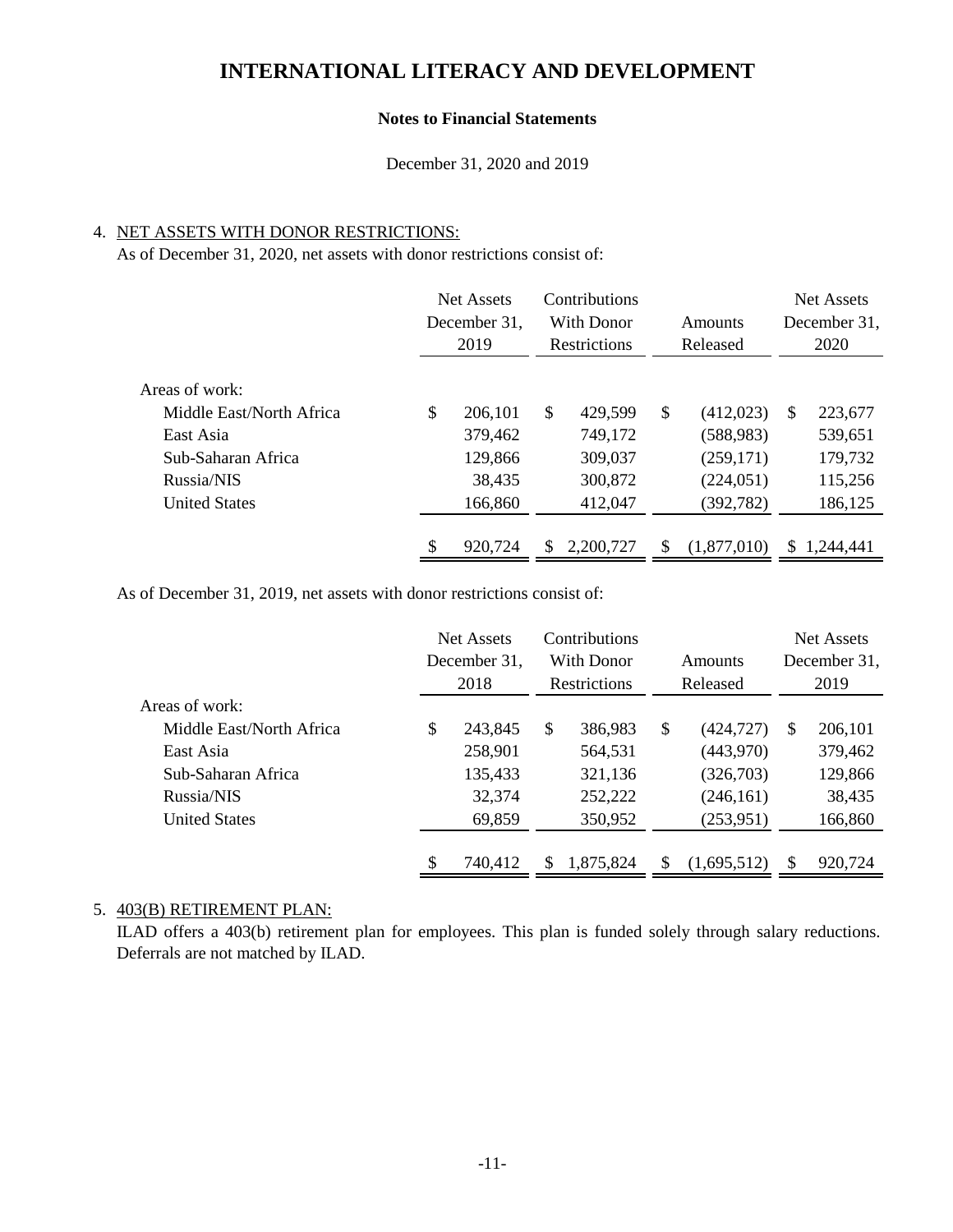# INTERNATIONAL LITERACY AND DEVELOPMENT

**Notes to Financial Statements**

December 31, 2020 and 2019

4. NET ASSETS WITH DONOR RESTRICTIONS:

As of December 31, 2020, net assets with donor restrictions consist of:

| | Net Assets December 31, 2019 | Contributions With Donor Restrictions | Amounts Released | Net Assets December 31, 2020 |
|---|---|---|---|---|
| Areas of work: | | | | |
| Middle East/North Africa | $ 206,101 | $ 429,599 | $ (412,023) | $ 223,677 |
| East Asia | 379,462 | 749,172 | (588,983) | 539,651 |
| Sub-Saharan Africa | 129,866 | 309,037 | (259,171) | 179,732 |
| Russia/NIS | 38,435 | 300,872 | (224,051) | 115,256 |
| United States | 166,860 | 412,047 | (392,782) | 186,125 |
| | $ 920,724 | $ 2,200,727 | $ (1,877,010) | $ 1,244,441 |

As of December 31, 2019, net assets with donor restrictions consist of:

| | Net Assets December 31, 2018 | Contributions With Donor Restrictions | Amounts Released | Net Assets December 31, 2019 |
|---|---|---|---|---|
| Areas of work: | | | | |
| Middle East/North Africa | $ 243,845 | $ 386,983 | $ (424,727) | $ 206,101 |
| East Asia | 258,901 | 564,531 | (443,970) | 379,462 |
| Sub-Saharan Africa | 135,433 | 321,136 | (326,703) | 129,866 |
| Russia/NIS | 32,374 | 252,222 | (246,161) | 38,435 |
| United States | 69,859 | 350,952 | (253,951) | 166,860 |
| | $ 740,412 | $ 1,875,824 | $ (1,695,512) | $ 920,724 |

5. 403(B) RETIREMENT PLAN:

ILAD offers a 403(b) retirement plan for employees. This plan is funded solely through salary reductions. Deferrals are not matched by ILAD.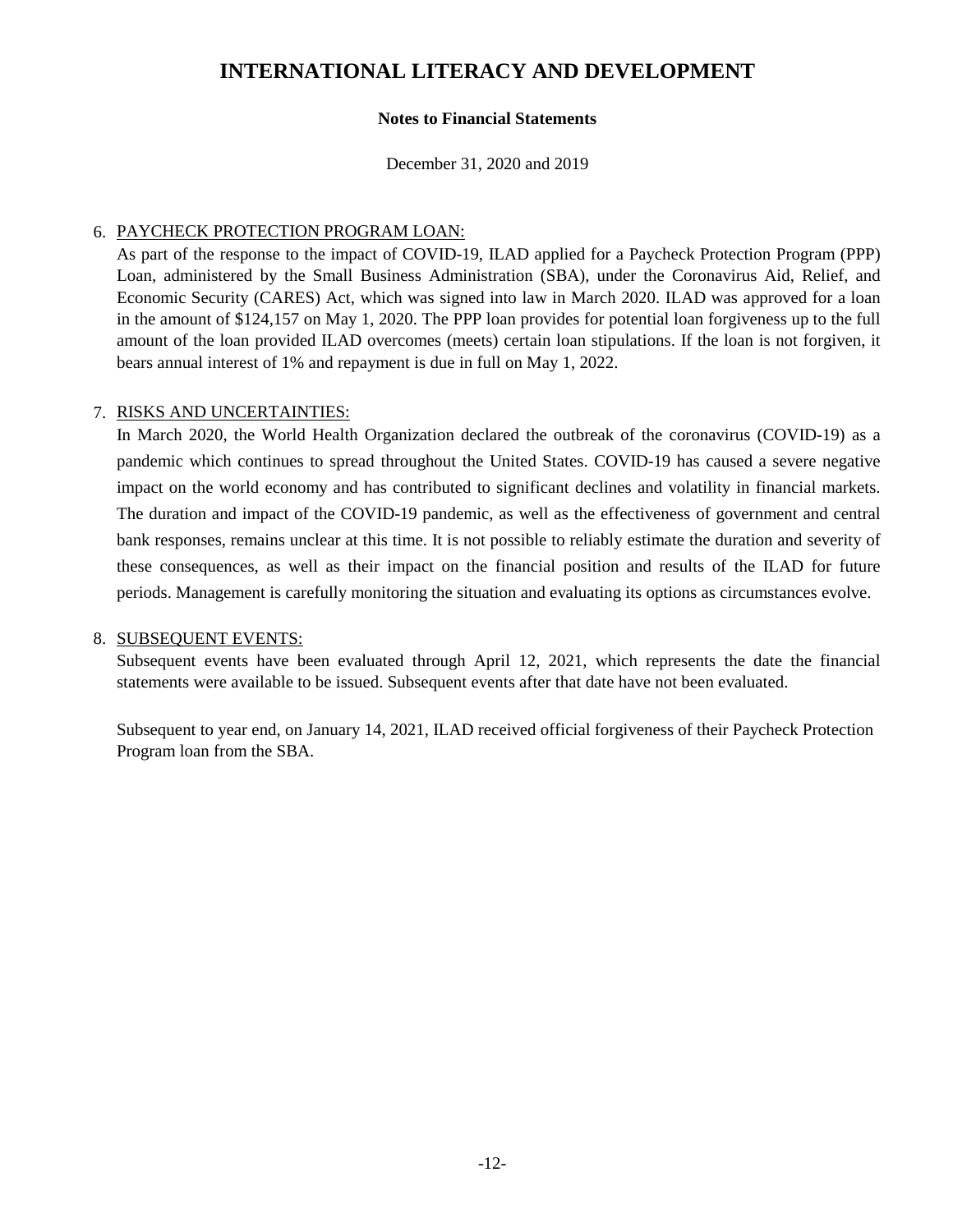# INTERNATIONAL LITERACY AND DEVELOPMENT

**Notes to Financial Statements**

December 31, 2020 and 2019

6. PAYCHECK PROTECTION PROGRAM LOAN:

As part of the response to the impact of COVID-19, ILAD applied for a Paycheck Protection Program (PPP) Loan, administered by the Small Business Administration (SBA), under the Coronavirus Aid, Relief, and Economic Security (CARES) Act, which was signed into law in March 2020. ILAD was approved for a loan in the amount of $124,157 on May 1, 2020. The PPP loan provides for potential loan forgiveness up to the full amount of the loan provided ILAD overcomes (meets) certain loan stipulations. If the loan is not forgiven, it bears annual interest of 1% and repayment is due in full on May 1, 2022.

7. RISKS AND UNCERTAINTIES:

In March 2020, the World Health Organization declared the outbreak of the coronavirus (COVID-19) as a pandemic which continues to spread throughout the United States. COVID-19 has caused a severe negative impact on the world economy and has contributed to significant declines and volatility in financial markets. The duration and impact of the COVID-19 pandemic, as well as the effectiveness of government and central bank responses, remains unclear at this time. It is not possible to reliably estimate the duration and severity of these consequences, as well as their impact on the financial position and results of the ILAD for future periods. Management is carefully monitoring the situation and evaluating its options as circumstances evolve.

8. SUBSEQUENT EVENTS:

Subsequent events have been evaluated through April 12, 2021, which represents the date the financial statements were available to be issued. Subsequent events after that date have not been evaluated.

Subsequent to year end, on January 14, 2021, ILAD received official forgiveness of their Paycheck Protection Program loan from the SBA.